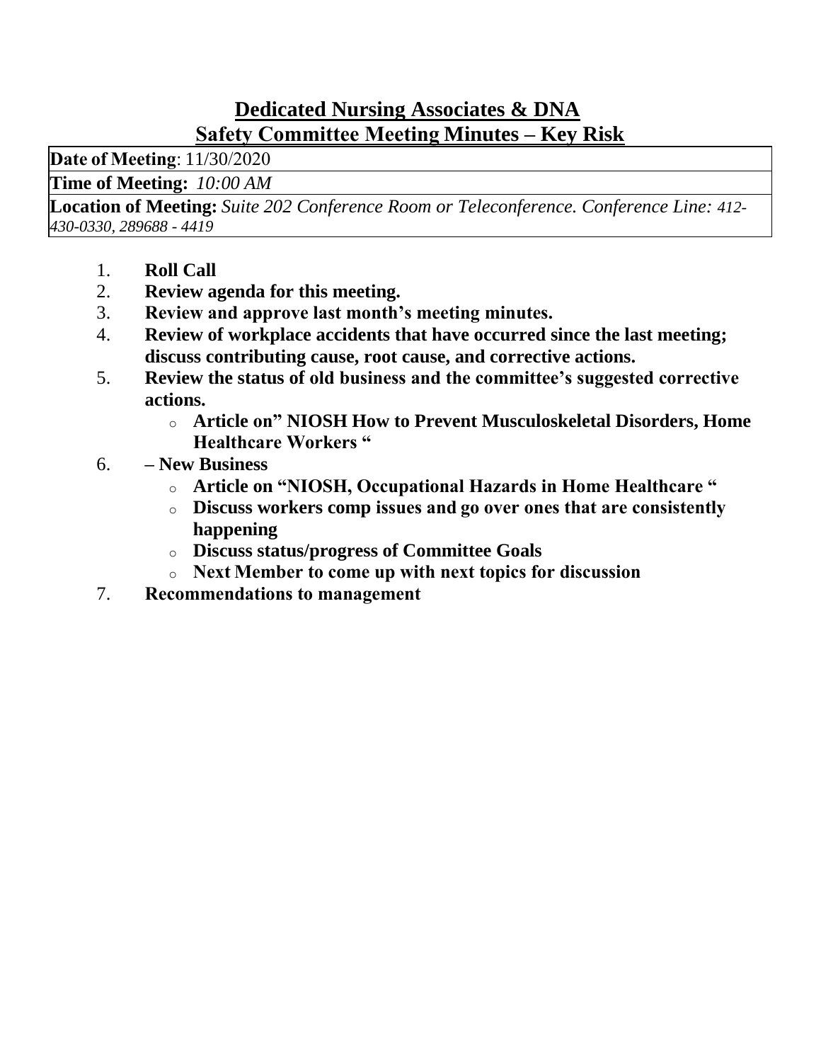# Dedicated Nursing Associates & DNA

## Safety Committee Meeting Minutes – Key Risk

| **Date of Meeting**: 11/30/2020 |
|---|
| **Time of Meeting:** *10:00 AM* |
| **Location of Meeting:** *Suite 202 Conference Room or Teleconference. Conference Line: 412-430-0330, 289688 - 4419* |

1. **Roll Call**
2. **Review agenda for this meeting.**
3. **Review and approve last month's meeting minutes.**
4. **Review of workplace accidents that have occurred since the last meeting; discuss contributing cause, root cause, and corrective actions.**
5. **Review the status of old business and the committee's suggested corrective actions.**
   - **Article on" NIOSH How to Prevent Musculoskeletal Disorders, Home Healthcare Workers "**
6. **– New Business**
   - **Article on "NIOSH, Occupational Hazards in Home Healthcare "**
   - **Discuss workers comp issues and go over ones that are consistently happening**
   - **Discuss status/progress of Committee Goals**
   - **Next Member to come up with next topics for discussion**
7. **Recommendations to management**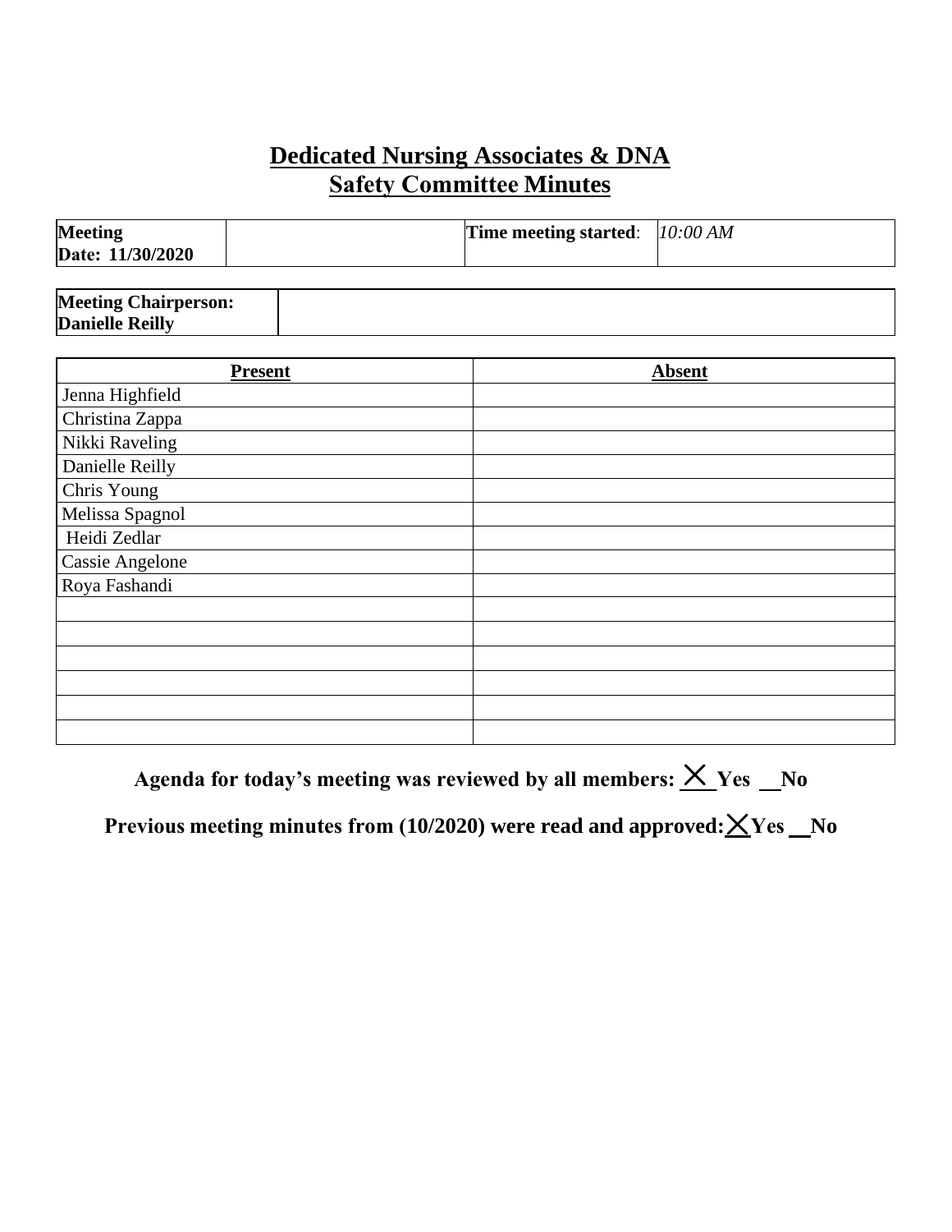# Dedicated Nursing Associates & DNA
## Safety Committee Minutes

| **Meeting Date: 11/30/2020** | | **Time meeting started**: | *10:00 AM* |
|---|---|---|---|

| **Meeting Chairperson: Danielle Reilly** | |
|---|---|

| Present | Absent |
|---|---|
| Jenna Highfield | |
| Christina Zappa | |
| Nikki Raveling | |
| Danielle Reilly | |
| Chris Young | |
| Melissa Spagnol | |
| Heidi Zedlar | |
| Cassie Angelone | |
| Roya Fashandi | |
| | |
| | |
| | |
| | |
| | |
| | |

**Agenda for today's meeting was reviewed by all members: X Yes __No**

**Previous meeting minutes from (10/2020) were read and approved: X Yes __No**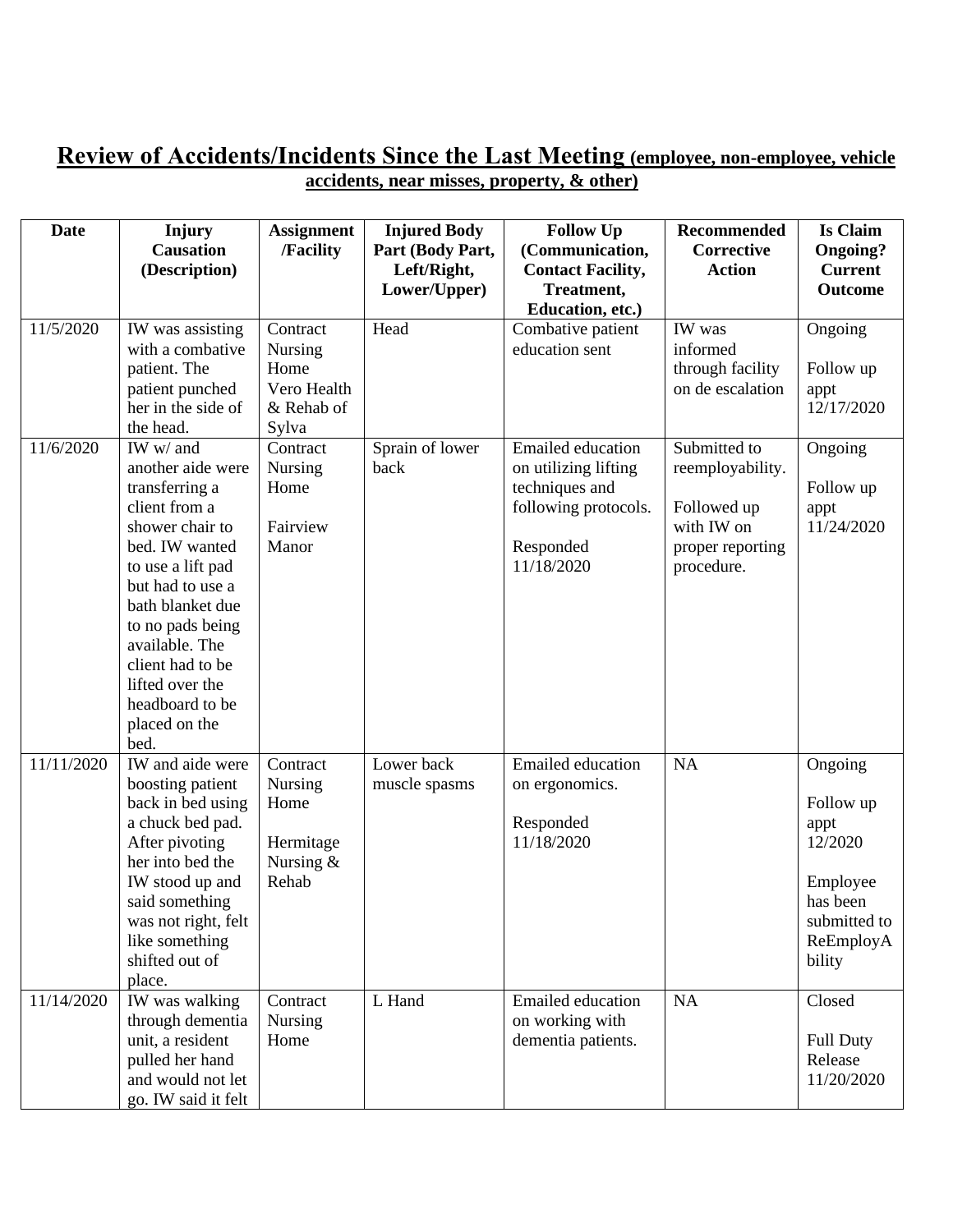## Review of Accidents/Incidents Since the Last Meeting (employee, non-employee, vehicle accidents, near misses, property, & other)

| Date | Injury Causation (Description) | Assignment /Facility | Injured Body Part (Body Part, Left/Right, Lower/Upper) | Follow Up (Communication, Contact Facility, Treatment, Education, etc.) | Recommended Corrective Action | Is Claim Ongoing? Current Outcome |
|---|---|---|---|---|---|---|
| 11/5/2020 | IW was assisting with a combative patient. The patient punched her in the side of the head. | Contract Nursing Home Vero Health & Rehab of Sylva | Head | Combative patient education sent | IW was informed through facility on de escalation | Ongoing<br><br>Follow up appt 12/17/2020 |
| 11/6/2020 | IW w/ and another aide were transferring a client from a shower chair to bed. IW wanted to use a lift pad but had to use a bath blanket due to no pads being available. The client had to be lifted over the headboard to be placed on the bed. | Contract Nursing Home<br><br>Fairview Manor | Sprain of lower back | Emailed education on utilizing lifting techniques and following protocols.<br><br>Responded 11/18/2020 | Submitted to reemployability.<br><br>Followed up with IW on proper reporting procedure. | Ongoing<br><br>Follow up appt 11/24/2020 |
| 11/11/2020 | IW and aide were boosting patient back in bed using a chuck bed pad. After pivoting her into bed the IW stood up and said something was not right, felt like something shifted out of place. | Contract Nursing Home<br><br>Hermitage Nursing & Rehab | Lower back muscle spasms | Emailed education on ergonomics.<br><br>Responded 11/18/2020 | NA | Ongoing<br><br>Follow up appt 12/2020<br><br>Employee has been submitted to ReEmployAbility |
| 11/14/2020 | IW was walking through dementia unit, a resident pulled her hand and would not let go. IW said it felt | Contract Nursing Home | L Hand | Emailed education on working with dementia patients. | NA | Closed<br><br>Full Duty Release 11/20/2020 |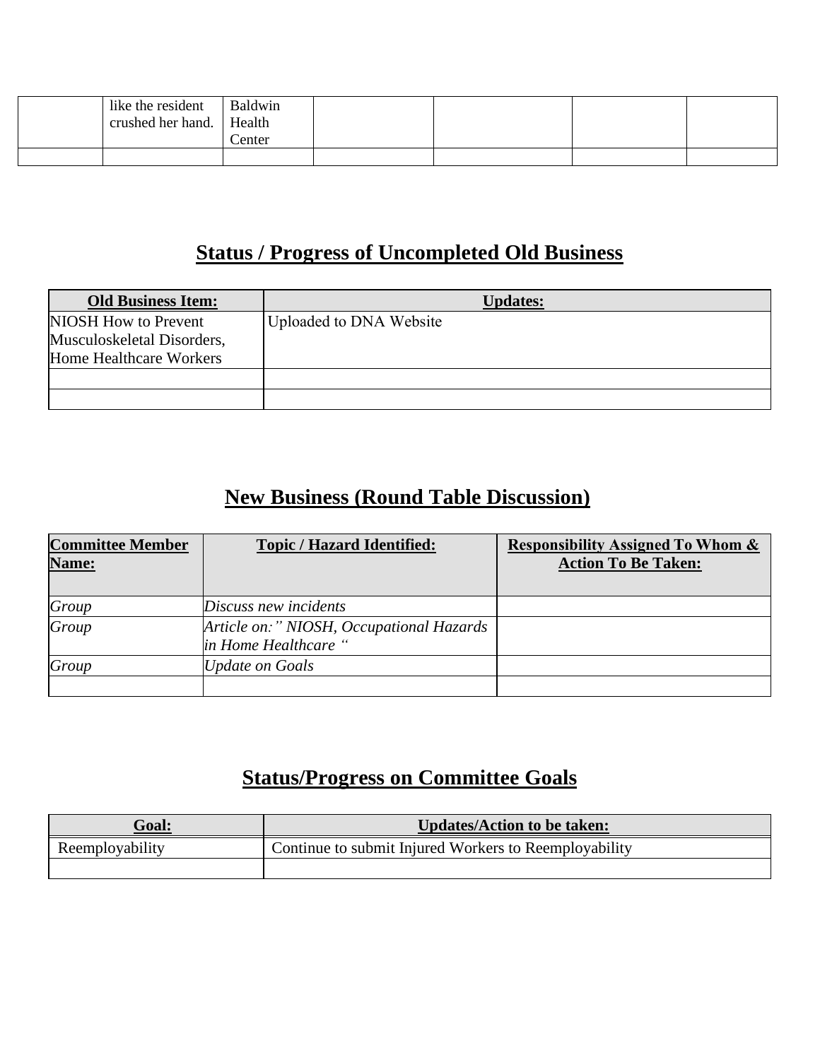|  | like the resident crushed her hand. | Baldwin Health Center |  |  |  |  |
|---|---|---|---|---|---|---|
|  |  |  |  |  |  |  |

## Status / Progress of Uncompleted Old Business

| Old Business Item: | Updates: |
|---|---|
| NIOSH How to Prevent Musculoskeletal Disorders, Home Healthcare Workers | Uploaded to DNA Website |
|  |  |
|  |  |

## New Business (Round Table Discussion)

| Committee Member Name: | Topic / Hazard Identified: | Responsibility Assigned To Whom & Action To Be Taken: |
|---|---|---|
| *Group* | *Discuss new incidents* |  |
| *Group* | *Article on:" NIOSH, Occupational Hazards in Home Healthcare "* |  |
| *Group* | *Update on Goals* |  |
|  |  |  |

## Status/Progress on Committee Goals

| Goal: | Updates/Action to be taken: |
|---|---|
| Reemployability | Continue to submit Injured Workers to Reemployability |
|  |  |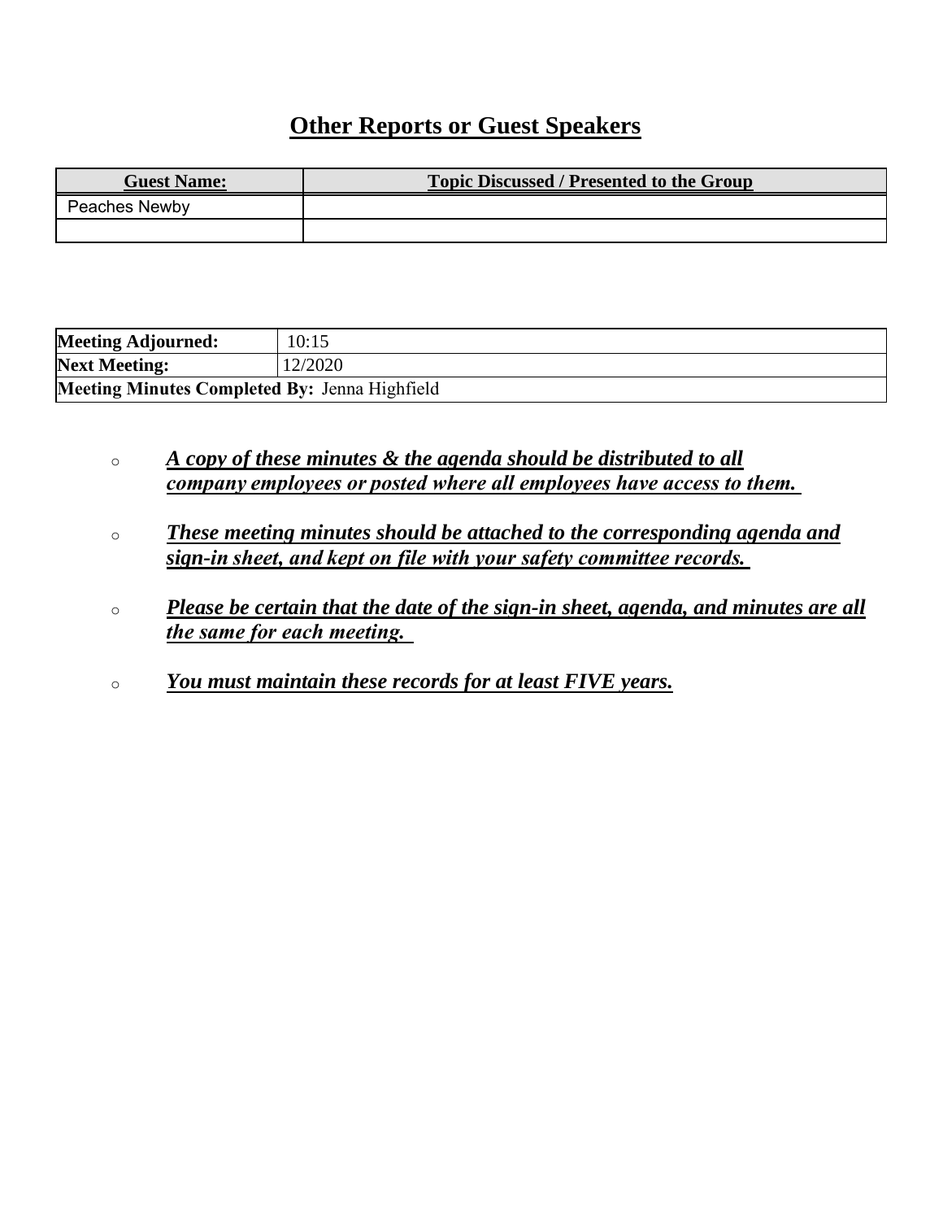## <u>Other Reports or Guest Speakers</u>

| Guest Name: | Topic Discussed / Presented to the Group |
|---|---|
| Peaches Newby | |
| | |

| | |
|---|---|
| **Meeting Adjourned:** | 10:15 |
| **Next Meeting:** | 12/2020 |
| **Meeting Minutes Completed By:** Jenna Highfield | |

- ***A copy of these minutes & the agenda should be distributed to all company employees or posted where all employees have access to them.***
- ***These meeting minutes should be attached to the corresponding agenda and sign-in sheet, and kept on file with your safety committee records.***
- ***Please be certain that the date of the sign-in sheet, agenda, and minutes are all the same for each meeting.***
- ***You must maintain these records for at least FIVE years.***